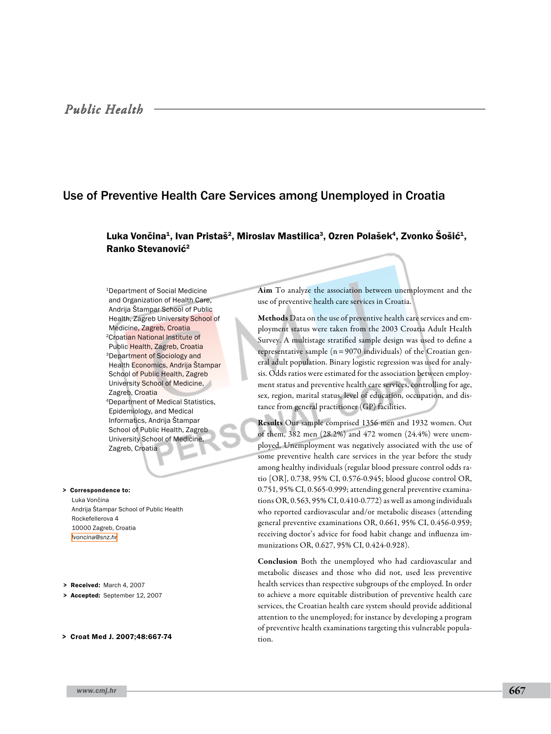Public Health

# Use of Preventive Health Care Services among Unemployed in Croatia

**Luka Vončina[1], Ivan Pristaš[2], Miroslav Mastilica[3], Ozren Polašek[4], Zvonko Šošić[1], Ranko Stevanović[2]**

[1]Department of Social Medicine and Organization of Health Care, Andrija Štampar School of Public Health, Zagreb University School of Medicine, Zagreb, Croatia
[2]Croatian National Institute of Public Health, Zagreb, Croatia
[3]Department of Sociology and Health Economics, Andrija Štampar School of Public Health, Zagreb University School of Medicine, Zagreb, Croatia
[4]Department of Medical Statistics, Epidemiology, and Medical Informatics, Andrija Štampar School of Public Health, Zagreb University School of Medicine, Zagreb, Croatia

> **Correspondence to:**
Luka Vončina
Andrija Štampar School of Public Health
Rockefellerova 4
10000 Zagreb, Croatia
lvoncina@snz.hr

> **Received:** March 4, 2007
> **Accepted:** September 12, 2007

> **Croat Med J. 2007;48:667-74**

**Aim** To analyze the association between unemployment and the use of preventive health care services in Croatia.

**Methods** Data on the use of preventive health care services and employment status were taken from the 2003 Croatia Adult Health Survey. A multistage stratified sample design was used to define a representative sample (n = 9070 individuals) of the Croatian general adult population. Binary logistic regression was used for analysis. Odds ratios were estimated for the association between employment status and preventive health care services, controlling for age, sex, region, marital status, level of education, occupation, and distance from general practitioner (GP) facilities.

**Results** Our sample comprised 1356 men and 1932 women. Out of them, 382 men (28.2%) and 472 women (24.4%) were unemployed. Unemployment was negatively associated with the use of some preventive health care services in the year before the study among healthy individuals (regular blood pressure control odds ratio [OR], 0.738, 95% CI, 0.576-0.945; blood glucose control OR, 0.751, 95% CI, 0.565-0.999; attending general preventive examinations OR, 0.563, 95% CI, 0.410-0.772) as well as among individuals who reported cardiovascular and/or metabolic diseases (attending general preventive examinations OR, 0.661, 95% CI, 0.456-0.959; receiving doctor's advice for food habit change and influenza immunizations OR, 0.627, 95% CI, 0.424-0.928).

**Conclusion** Both the unemployed who had cardiovascular and metabolic diseases and those who did not, used less preventive health services than respective subgroups of the employed. In order to achieve a more equitable distribution of preventive health care services, the Croatian health care system should provide additional attention to the unemployed; for instance by developing a program of preventive health examinations targeting this vulnerable population.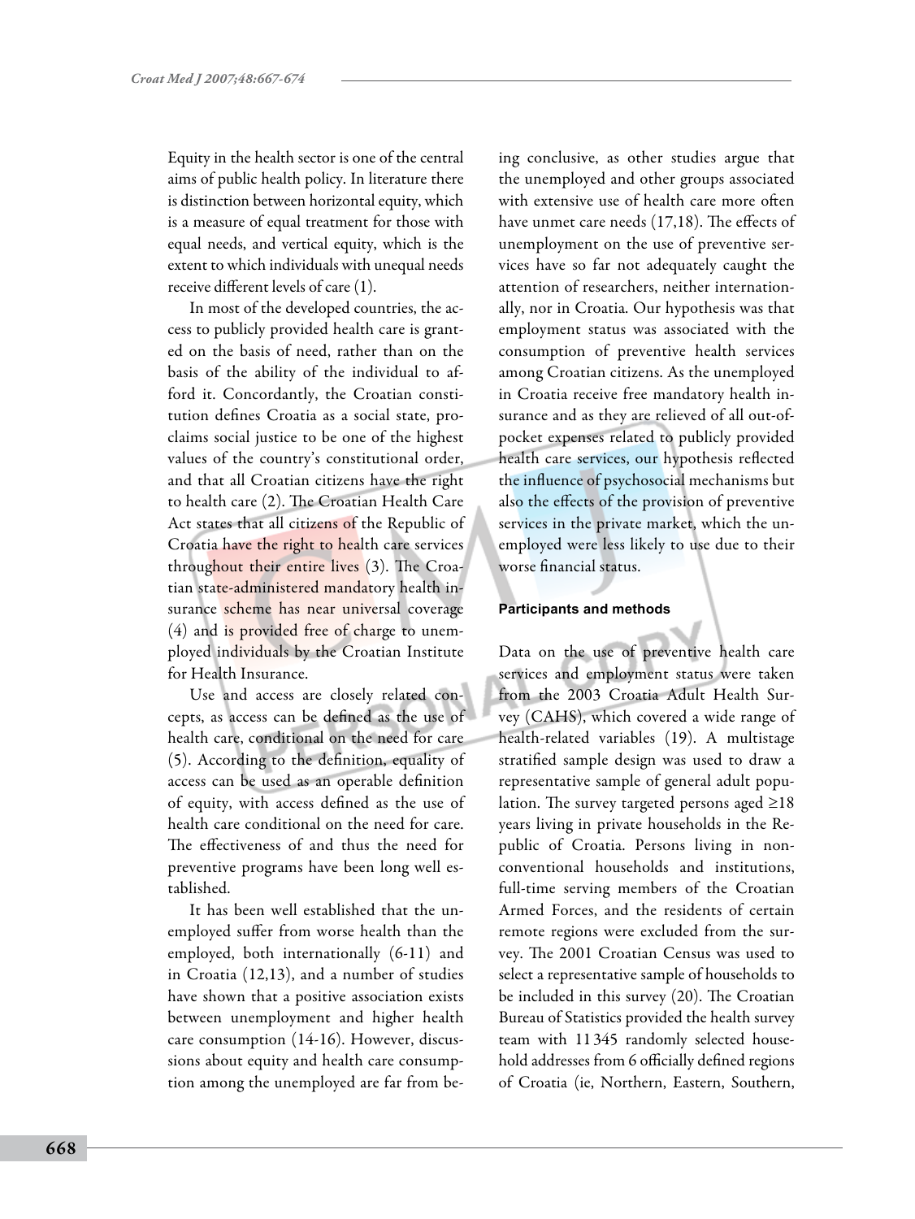Equity in the health sector is one of the central aims of public health policy. In literature there is distinction between horizontal equity, which is a measure of equal treatment for those with equal needs, and vertical equity, which is the extent to which individuals with unequal needs receive different levels of care (1).

In most of the developed countries, the access to publicly provided health care is granted on the basis of need, rather than on the basis of the ability of the individual to afford it. Concordantly, the Croatian constitution defines Croatia as a social state, proclaims social justice to be one of the highest values of the country's constitutional order, and that all Croatian citizens have the right to health care (2). The Croatian Health Care Act states that all citizens of the Republic of Croatia have the right to health care services throughout their entire lives (3). The Croatian state-administered mandatory health insurance scheme has near universal coverage (4) and is provided free of charge to unemployed individuals by the Croatian Institute for Health Insurance.

Use and access are closely related concepts, as access can be defined as the use of health care, conditional on the need for care (5). According to the definition, equality of access can be used as an operable definition of equity, with access defined as the use of health care conditional on the need for care. The effectiveness of and thus the need for preventive programs have been long well established.

It has been well established that the unemployed suffer from worse health than the employed, both internationally (6-11) and in Croatia (12,13), and a number of studies have shown that a positive association exists between unemployment and higher health care consumption (14-16). However, discussions about equity and health care consumption among the unemployed are far from being conclusive, as other studies argue that the unemployed and other groups associated with extensive use of health care more often have unmet care needs (17,18). The effects of unemployment on the use of preventive services have so far not adequately caught the attention of researchers, neither internationally, nor in Croatia. Our hypothesis was that employment status was associated with the consumption of preventive health services among Croatian citizens. As the unemployed in Croatia receive free mandatory health insurance and as they are relieved of all out-of-pocket expenses related to publicly provided health care services, our hypothesis reflected the influence of psychosocial mechanisms but also the effects of the provision of preventive services in the private market, which the unemployed were less likely to use due to their worse financial status.

## Participants and methods

Data on the use of preventive health care services and employment status were taken from the 2003 Croatia Adult Health Survey (CAHS), which covered a wide range of health-related variables (19). A multistage stratified sample design was used to draw a representative sample of general adult population. The survey targeted persons aged ≥18 years living in private households in the Republic of Croatia. Persons living in non-conventional households and institutions, full-time serving members of the Croatian Armed Forces, and the residents of certain remote regions were excluded from the survey. The 2001 Croatian Census was used to select a representative sample of households to be included in this survey (20). The Croatian Bureau of Statistics provided the health survey team with 11 345 randomly selected household addresses from 6 officially defined regions of Croatia (ie, Northern, Eastern, Southern,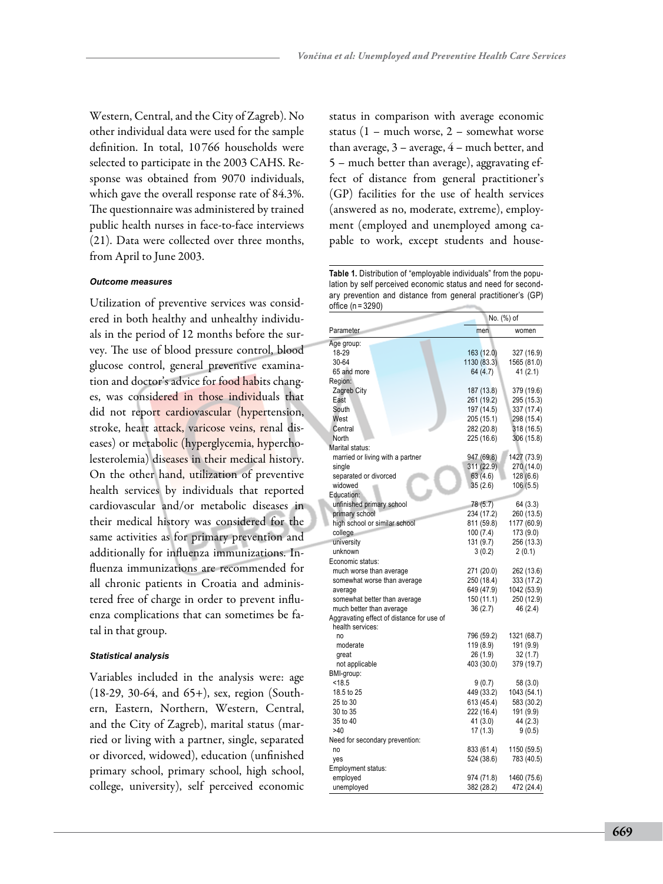Western, Central, and the City of Zagreb). No other individual data were used for the sample definition. In total, 10 766 households were selected to participate in the 2003 CAHS. Response was obtained from 9070 individuals, which gave the overall response rate of 84.3%. The questionnaire was administered by trained public health nurses in face-to-face interviews (21). Data were collected over three months, from April to June 2003.

#### *Outcome measures*

Utilization of preventive services was considered in both healthy and unhealthy individuals in the period of 12 months before the survey. The use of blood pressure control, blood glucose control, general preventive examination and doctor's advice for food habits changes, was considered in those individuals that did not report cardiovascular (hypertension, stroke, heart attack, varicose veins, renal diseases) or metabolic (hyperglycemia, hypercholesterolemia) diseases in their medical history. On the other hand, utilization of preventive health services by individuals that reported cardiovascular and/or metabolic diseases in their medical history was considered for the same activities as for primary prevention and additionally for influenza immunizations. Influenza immunizations are recommended for all chronic patients in Croatia and administered free of charge in order to prevent influenza complications that can sometimes be fatal in that group.

#### *Statistical analysis*

Variables included in the analysis were: age (18-29, 30-64, and 65+), sex, region (Southern, Eastern, Northern, Western, Central, and the City of Zagreb), marital status (married or living with a partner, single, separated or divorced, widowed), education (unfinished primary school, primary school, high school, college, university), self perceived economic status in comparison with average economic status (1 – much worse, 2 – somewhat worse than average, 3 – average, 4 – much better, and 5 – much better than average), aggravating effect of distance from general practitioner's (GP) facilities for the use of health services (answered as no, moderate, extreme), employment (employed and unemployed among capable to work, except students and house-

**Table 1.** Distribution of "employable individuals" from the population by self perceived economic status and need for secondary prevention and distance from general practitioner's (GP) office (n = 3290)

| Parameter | No. (%) of | |
|---|---|---|
| | men | women |
| Age group: | | |
| 18-29 | 163 (12.0) | 327 (16.9) |
| 30-64 | 1130 (83.3) | 1565 (81.0) |
| 65 and more | 64 (4.7) | 41 (2.1) |
| Region: | | |
| Zagreb City | 187 (13.8) | 379 (19.6) |
| East | 261 (19.2) | 295 (15.3) |
| South | 197 (14.5) | 337 (17.4) |
| West | 205 (15.1) | 298 (15.4) |
| Central | 282 (20.8) | 318 (16.5) |
| North | 225 (16.6) | 306 (15.8) |
| Marital status: | | |
| married or living with a partner | 947 (69.8) | 1427 (73.9) |
| single | 311 (22.9) | 270 (14.0) |
| separated or divorced | 63 (4.6) | 128 (6.6) |
| widowed | 35 (2.6) | 106 (5.5) |
| Education: | | |
| unfinished primary school | 78 (5.7) | 64 (3.3) |
| primary school | 234 (17.2) | 260 (13.5) |
| high school or similar school | 811 (59.8) | 1177 (60.9) |
| college | 100 (7.4) | 173 (9.0) |
| university | 131 (9.7) | 256 (13.3) |
| unknown | 3 (0.2) | 2 (0.1) |
| Economic status: | | |
| much worse than average | 271 (20.0) | 262 (13.6) |
| somewhat worse than average | 250 (18.4) | 333 (17.2) |
| average | 649 (47.9) | 1042 (53.9) |
| somewhat better than average | 150 (11.1) | 250 (12.9) |
| much better than average | 36 (2.7) | 46 (2.4) |
| Aggravating effect of distance for use of health services: | | |
| no | 796 (59.2) | 1321 (68.7) |
| moderate | 119 (8.9) | 191 (9.9) |
| great | 26 (1.9) | 32 (1.7) |
| not applicable | 403 (30.0) | 379 (19.7) |
| BMI-group: | | |
| <18.5 | 9 (0.7) | 58 (3.0) |
| 18.5 to 25 | 449 (33.2) | 1043 (54.1) |
| 25 to 30 | 613 (45.4) | 583 (30.2) |
| 30 to 35 | 222 (16.4) | 191 (9.9) |
| 35 to 40 | 41 (3.0) | 44 (2.3) |
| >40 | 17 (1.3) | 9 (0.5) |
| Need for secondary prevention: | | |
| no | 833 (61.4) | 1150 (59.5) |
| yes | 524 (38.6) | 783 (40.5) |
| Employment status: | | |
| employed | 974 (71.8) | 1460 (75.6) |
| unemployed | 382 (28.2) | 472 (24.4) |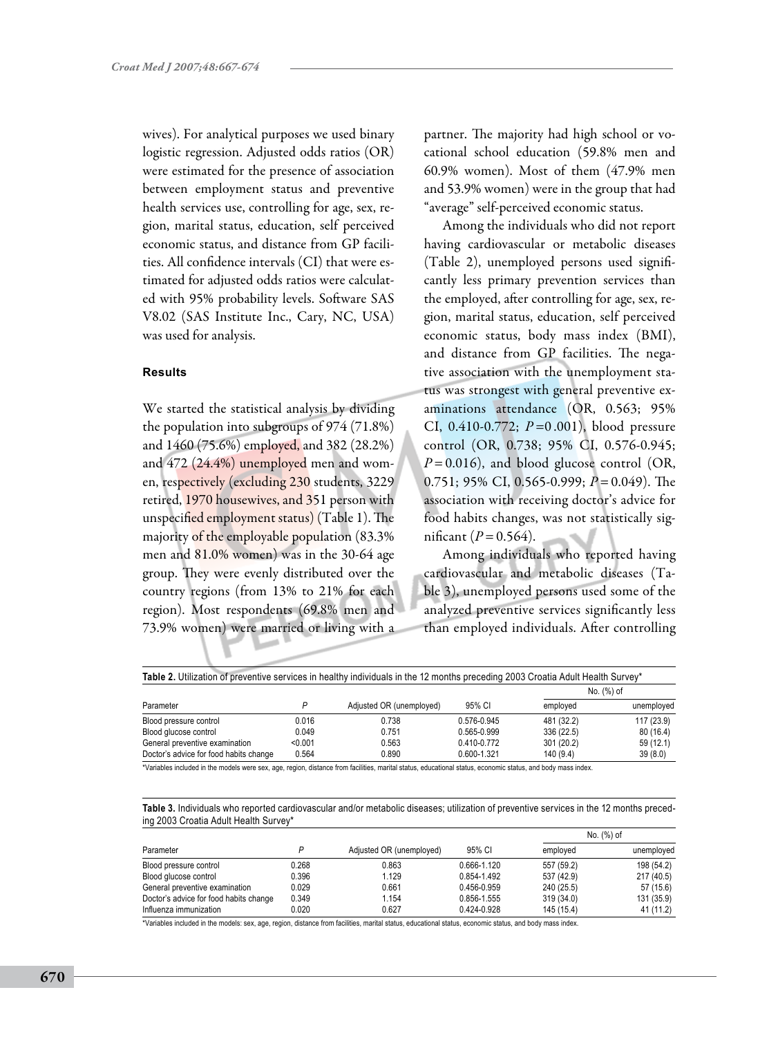wives). For analytical purposes we used binary logistic regression. Adjusted odds ratios (OR) were estimated for the presence of association between employment status and preventive health services use, controlling for age, sex, region, marital status, education, self perceived economic status, and distance from GP facilities. All confidence intervals (CI) that were estimated for adjusted odds ratios were calculated with 95% probability levels. Software SAS V8.02 (SAS Institute Inc., Cary, NC, USA) was used for analysis.

## Results

We started the statistical analysis by dividing the population into subgroups of 974 (71.8%) and 1460 (75.6%) employed, and 382 (28.2%) and 472 (24.4%) unemployed men and women, respectively (excluding 230 students, 3229 retired, 1970 housewives, and 351 person with unspecified employment status) (Table 1). The majority of the employable population (83.3% men and 81.0% women) was in the 30-64 age group. They were evenly distributed over the country regions (from 13% to 21% for each region). Most respondents (69.8% men and 73.9% women) were married or living with a partner. The majority had high school or vocational school education (59.8% men and 60.9% women). Most of them (47.9% men and 53.9% women) were in the group that had "average" self-perceived economic status.

Among the individuals who did not report having cardiovascular or metabolic diseases (Table 2), unemployed persons used significantly less primary prevention services than the employed, after controlling for age, sex, region, marital status, education, self perceived economic status, body mass index (BMI), and distance from GP facilities. The negative association with the unemployment status was strongest with general preventive examinations attendance (OR, 0.563; 95% CI, 0.410-0.772; $P$=0.001), blood pressure control (OR, 0.738; 95% CI, 0.576-0.945; $P$=0.016), and blood glucose control (OR, 0.751; 95% CI, 0.565-0.999; $P$=0.049). The association with receiving doctor's advice for food habits changes, was not statistically significant ($P$=0.564).

Among individuals who reported having cardiovascular and metabolic diseases (Table 3), unemployed persons used some of the analyzed preventive services significantly less than employed individuals. After controlling

**Table 2.** Utilization of preventive services in healthy individuals in the 12 months preceding 2003 Croatia Adult Health Survey*

| Parameter | $P$ | Adjusted OR (unemployed) | 95% CI | No. (%) of | |
|---|---|---|---|---|---|
| | | | | employed | unemployed |
| Blood pressure control | 0.016 | 0.738 | 0.576-0.945 | 481 (32.2) | 117 (23.9) |
| Blood glucose control | 0.049 | 0.751 | 0.565-0.999 | 336 (22.5) | 80 (16.4) |
| General preventive examination | <0.001 | 0.563 | 0.410-0.772 | 301 (20.2) | 59 (12.1) |
| Doctor's advice for food habits change | 0.564 | 0.890 | 0.600-1.321 | 140 (9.4) | 39 (8.0) |

*Variables included in the models were sex, age, region, distance from facilities, marital status, educational status, economic status, and body mass index.

**Table 3.** Individuals who reported cardiovascular and/or metabolic diseases; utilization of preventive services in the 12 months preceding 2003 Croatia Adult Health Survey*

| Parameter | $P$ | Adjusted OR (unemployed) | 95% CI | No. (%) of | |
|---|---|---|---|---|---|
| | | | | employed | unemployed |
| Blood pressure control | 0.268 | 0.863 | 0.666-1.120 | 557 (59.2) | 198 (54.2) |
| Blood glucose control | 0.396 | 1.129 | 0.854-1.492 | 537 (42.9) | 217 (40.5) |
| General preventive examination | 0.029 | 0.661 | 0.456-0.959 | 240 (25.5) | 57 (15.6) |
| Doctor's advice for food habits change | 0.349 | 1.154 | 0.856-1.555 | 319 (34.0) | 131 (35.9) |
| Influenza immunization | 0.020 | 0.627 | 0.424-0.928 | 145 (15.4) | 41 (11.2) |

*Variables included in the models: sex, age, region, distance from facilities, marital status, educational status, economic status, and body mass index.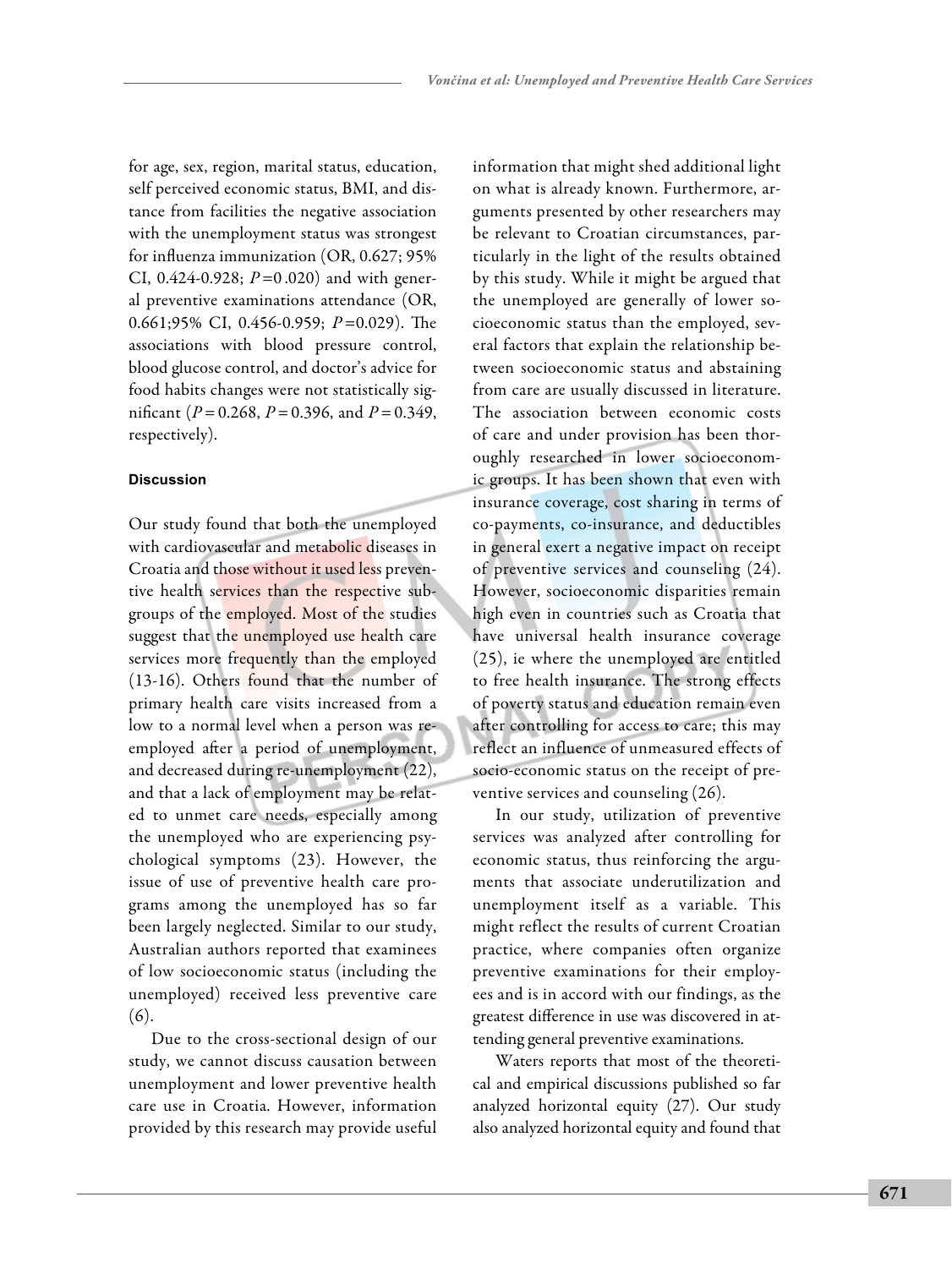for age, sex, region, marital status, education, self perceived economic status, BMI, and distance from facilities the negative association with the unemployment status was strongest for influenza immunization (OR, 0.627; 95% CI, 0.424-0.928; $P$=0 .020) and with general preventive examinations attendance (OR, 0.661;95% CI, 0.456-0.959; $P$=0.029). The associations with blood pressure control, blood glucose control, and doctor's advice for food habits changes were not statistically significant ($P$ = 0.268, $P$ = 0.396, and $P$ = 0.349, respectively).

#### Discussion

Our study found that both the unemployed with cardiovascular and metabolic diseases in Croatia and those without it used less preventive health services than the respective subgroups of the employed. Most of the studies suggest that the unemployed use health care services more frequently than the employed (13-16). Others found that the number of primary health care visits increased from a low to a normal level when a person was re-employed after a period of unemployment, and decreased during re-unemployment (22), and that a lack of employment may be related to unmet care needs, especially among the unemployed who are experiencing psychological symptoms (23). However, the issue of use of preventive health care programs among the unemployed has so far been largely neglected. Similar to our study, Australian authors reported that examinees of low socioeconomic status (including the unemployed) received less preventive care (6).

Due to the cross-sectional design of our study, we cannot discuss causation between unemployment and lower preventive health care use in Croatia. However, information provided by this research may provide useful information that might shed additional light on what is already known. Furthermore, arguments presented by other researchers may be relevant to Croatian circumstances, particularly in the light of the results obtained by this study. While it might be argued that the unemployed are generally of lower socioeconomic status than the employed, several factors that explain the relationship between socioeconomic status and abstaining from care are usually discussed in literature. The association between economic costs of care and under provision has been thoroughly researched in lower socioeconomic groups. It has been shown that even with insurance coverage, cost sharing in terms of co-payments, co-insurance, and deductibles in general exert a negative impact on receipt of preventive services and counseling (24). However, socioeconomic disparities remain high even in countries such as Croatia that have universal health insurance coverage (25), ie where the unemployed are entitled to free health insurance. The strong effects of poverty status and education remain even after controlling for access to care; this may reflect an influence of unmeasured effects of socio-economic status on the receipt of preventive services and counseling (26).

In our study, utilization of preventive services was analyzed after controlling for economic status, thus reinforcing the arguments that associate underutilization and unemployment itself as a variable. This might reflect the results of current Croatian practice, where companies often organize preventive examinations for their employees and is in accord with our findings, as the greatest difference in use was discovered in attending general preventive examinations.

Waters reports that most of the theoretical and empirical discussions published so far analyzed horizontal equity (27). Our study also analyzed horizontal equity and found that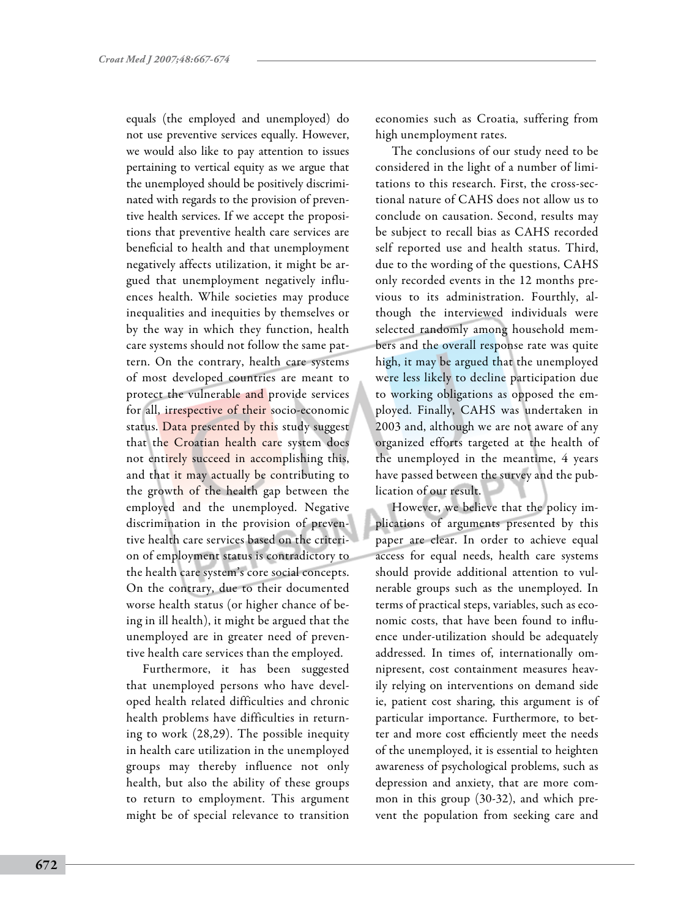equals (the employed and unemployed) do not use preventive services equally. However, we would also like to pay attention to issues pertaining to vertical equity as we argue that the unemployed should be positively discriminated with regards to the provision of preventive health services. If we accept the propositions that preventive health care services are beneficial to health and that unemployment negatively affects utilization, it might be argued that unemployment negatively influences health. While societies may produce inequalities and inequities by themselves or by the way in which they function, health care systems should not follow the same pattern. On the contrary, health care systems of most developed countries are meant to protect the vulnerable and provide services for all, irrespective of their socio-economic status. Data presented by this study suggest that the Croatian health care system does not entirely succeed in accomplishing this, and that it may actually be contributing to the growth of the health gap between the employed and the unemployed. Negative discrimination in the provision of preventive health care services based on the criterion of employment status is contradictory to the health care system's core social concepts. On the contrary, due to their documented worse health status (or higher chance of being in ill health), it might be argued that the unemployed are in greater need of preventive health care services than the employed.

Furthermore, it has been suggested that unemployed persons who have developed health related difficulties and chronic health problems have difficulties in returning to work (28,29). The possible inequity in health care utilization in the unemployed groups may thereby influence not only health, but also the ability of these groups to return to employment. This argument might be of special relevance to transition economies such as Croatia, suffering from high unemployment rates.

The conclusions of our study need to be considered in the light of a number of limitations to this research. First, the cross-sectional nature of CAHS does not allow us to conclude on causation. Second, results may be subject to recall bias as CAHS recorded self reported use and health status. Third, due to the wording of the questions, CAHS only recorded events in the 12 months previous to its administration. Fourthly, although the interviewed individuals were selected randomly among household members and the overall response rate was quite high, it may be argued that the unemployed were less likely to decline participation due to working obligations as opposed the employed. Finally, CAHS was undertaken in 2003 and, although we are not aware of any organized efforts targeted at the health of the unemployed in the meantime, 4 years have passed between the survey and the publication of our result.

However, we believe that the policy implications of arguments presented by this paper are clear. In order to achieve equal access for equal needs, health care systems should provide additional attention to vulnerable groups such as the unemployed. In terms of practical steps, variables, such as economic costs, that have been found to influence under-utilization should be adequately addressed. In times of, internationally omnipresent, cost containment measures heavily relying on interventions on demand side ie, patient cost sharing, this argument is of particular importance. Furthermore, to better and more cost efficiently meet the needs of the unemployed, it is essential to heighten awareness of psychological problems, such as depression and anxiety, that are more common in this group (30-32), and which prevent the population from seeking care and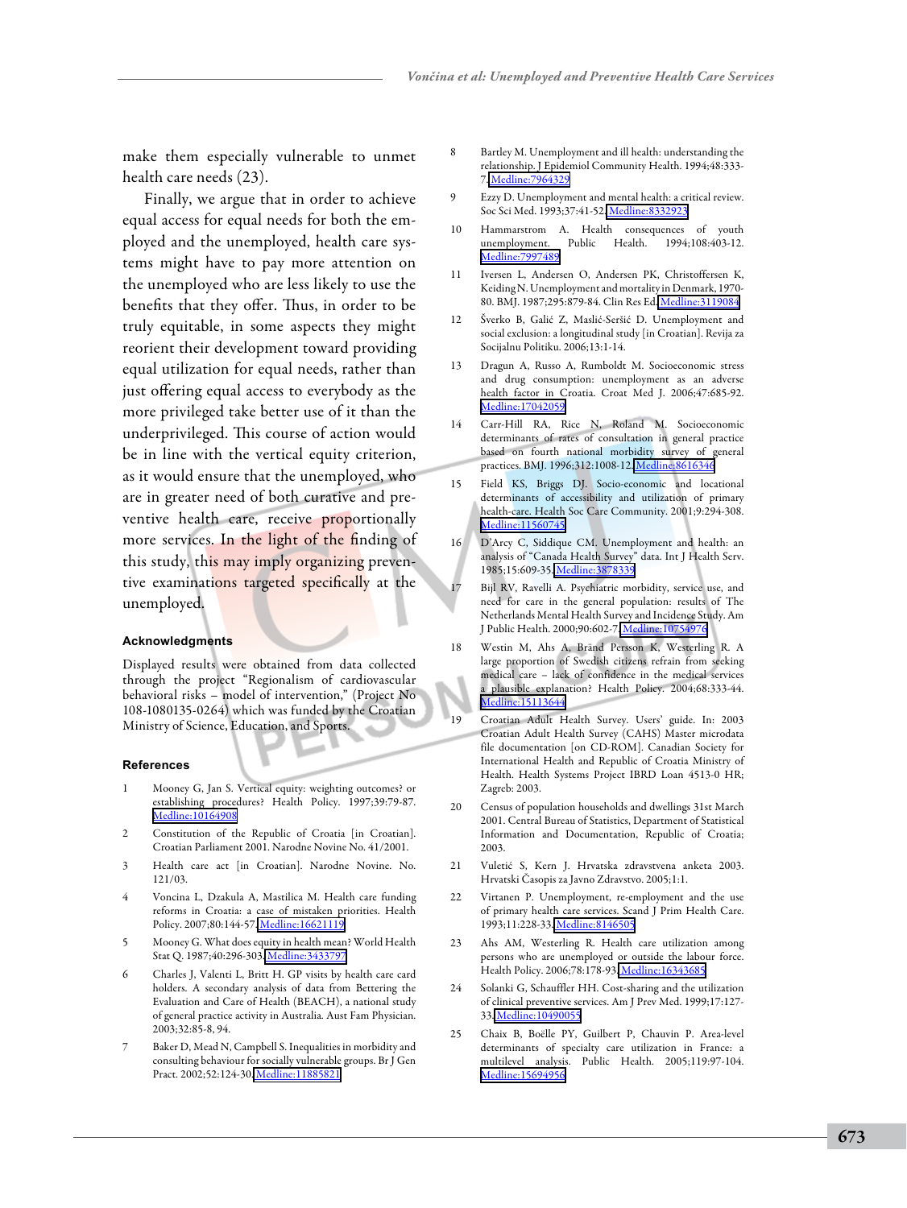make them especially vulnerable to unmet health care needs (23).

Finally, we argue that in order to achieve equal access for equal needs for both the employed and the unemployed, health care systems might have to pay more attention on the unemployed who are less likely to use the benefits that they offer. Thus, in order to be truly equitable, in some aspects they might reorient their development toward providing equal utilization for equal needs, rather than just offering equal access to everybody as the more privileged take better use of it than the underprivileged. This course of action would be in line with the vertical equity criterion, as it would ensure that the unemployed, who are in greater need of both curative and preventive health care, receive proportionally more services. In the light of the finding of this study, this may imply organizing preventive examinations targeted specifically at the unemployed.

### Acknowledgments

Displayed results were obtained from data collected through the project "Regionalism of cardiovascular behavioral risks – model of intervention," (Project No 108-1080135-0264) which was funded by the Croatian Ministry of Science, Education, and Sports.

### References

1. Mooney G, Jan S. Vertical equity: weighting outcomes? or establishing procedures? Health Policy. 1997;39:79-87. Medline:10164908
2. Constitution of the Republic of Croatia [in Croatian]. Croatian Parliament 2001. Narodne Novine No. 41/2001.
3. Health care act [in Croatian]. Narodne Novine. No. 121/03.
4. Voncina L, Dzakula A, Mastilica M. Health care funding reforms in Croatia: a case of mistaken priorities. Health Policy. 2007;80:144-57. Medline:16621119
5. Mooney G. What does equity in health mean? World Health Stat Q. 1987;40:296-303. Medline:3433797
6. Charles J, Valenti L, Britt H. GP visits by health care card holders. A secondary analysis of data from Bettering the Evaluation and Care of Health (BEACH), a national study of general practice activity in Australia. Aust Fam Physician. 2003;32:85-8, 94.
7. Baker D, Mead N, Campbell S. Inequalities in morbidity and consulting behaviour for socially vulnerable groups. Br J Gen Pract. 2002;52:124-30. Medline:11885821
8. Bartley M. Unemployment and ill health: understanding the relationship. J Epidemiol Community Health. 1994;48:333-7. Medline:7964329
9. Ezzy D. Unemployment and mental health: a critical review. Soc Sci Med. 1993;37:41-52. Medline:8332923
10. Hammarstrom A. Health consequences of youth unemployment. Public Health. 1994;108:403-12. Medline:7997489
11. Iversen L, Andersen O, Andersen PK, Christoffersen K, Keiding N. Unemployment and mortality in Denmark, 1970-80. BMJ. 1987;295:879-84. Clin Res Ed. Medline:3119084
12. Šverko B, Galić Z, Maslić-Seršić D. Unemployment and social exclusion: a longitudinal study [in Croatian]. Revija za Socijalnu Politiku. 2006;13:1-14.
13. Dragun A, Russo A, Rumboldt M. Socioeconomic stress and drug consumption: unemployment as an adverse health factor in Croatia. Croat Med J. 2006;47:685-92. Medline:17042059
14. Carr-Hill RA, Rice N, Roland M. Socioeconomic determinants of rates of consultation in general practice based on fourth national morbidity survey of general practices. BMJ. 1996;312:1008-12. Medline:8616346
15. Field KS, Briggs DJ. Socio-economic and locational determinants of accessibility and utilization of primary health-care. Health Soc Care Community. 2001;9:294-308. Medline:11560745
16. D'Arcy C, Siddique CM. Unemployment and health: an analysis of "Canada Health Survey" data. Int J Health Serv. 1985;15:609-35. Medline:3878339
17. Bijl RV, Ravelli A. Psychiatric morbidity, service use, and need for care in the general population: results of The Netherlands Mental Health Survey and Incidence Study. Am J Public Health. 2000;90:602-7. Medline:10754976
18. Westin M, Ahs A, Bränd Persson K, Westerling R. A large proportion of Swedish citizens refrain from seeking medical care – lack of confidence in the medical services a plausible explanation? Health Policy. 2004;68:333-44. Medline:15113644
19. Croatian Adult Health Survey. Users' guide. In: 2003 Croatian Adult Health Survey (CAHS) Master microdata file documentation [on CD-ROM]. Canadian Society for International Health and Republic of Croatia Ministry of Health. Health Systems Project IBRD Loan 4513-0 HR; Zagreb: 2003.
20. Census of population households and dwellings 31st March 2001. Central Bureau of Statistics, Department of Statistical Information and Documentation, Republic of Croatia; 2003.
21. Vuletić S, Kern J. Hrvatska zdravstvena anketa 2003. Hrvatski Časopis za Javno Zdravstvo. 2005;1:1.
22. Virtanen P. Unemployment, re-employment and the use of primary health care services. Scand J Prim Health Care. 1993;11:228-33. Medline:8146505
23. Ahs AM, Westerling R. Health care utilization among persons who are unemployed or outside the labour force. Health Policy. 2006;78:178-93. Medline:16343685
24. Solanki G, Schauffler HH. Cost-sharing and the utilization of clinical preventive services. Am J Prev Med. 1999;17:127-33. Medline:10490055
25. Chaix B, Boëlle PY, Guilbert P, Chauvin P. Area-level determinants of specialty care utilization in France: a multilevel analysis. Public Health. 2005;119:97-104. Medline:15694956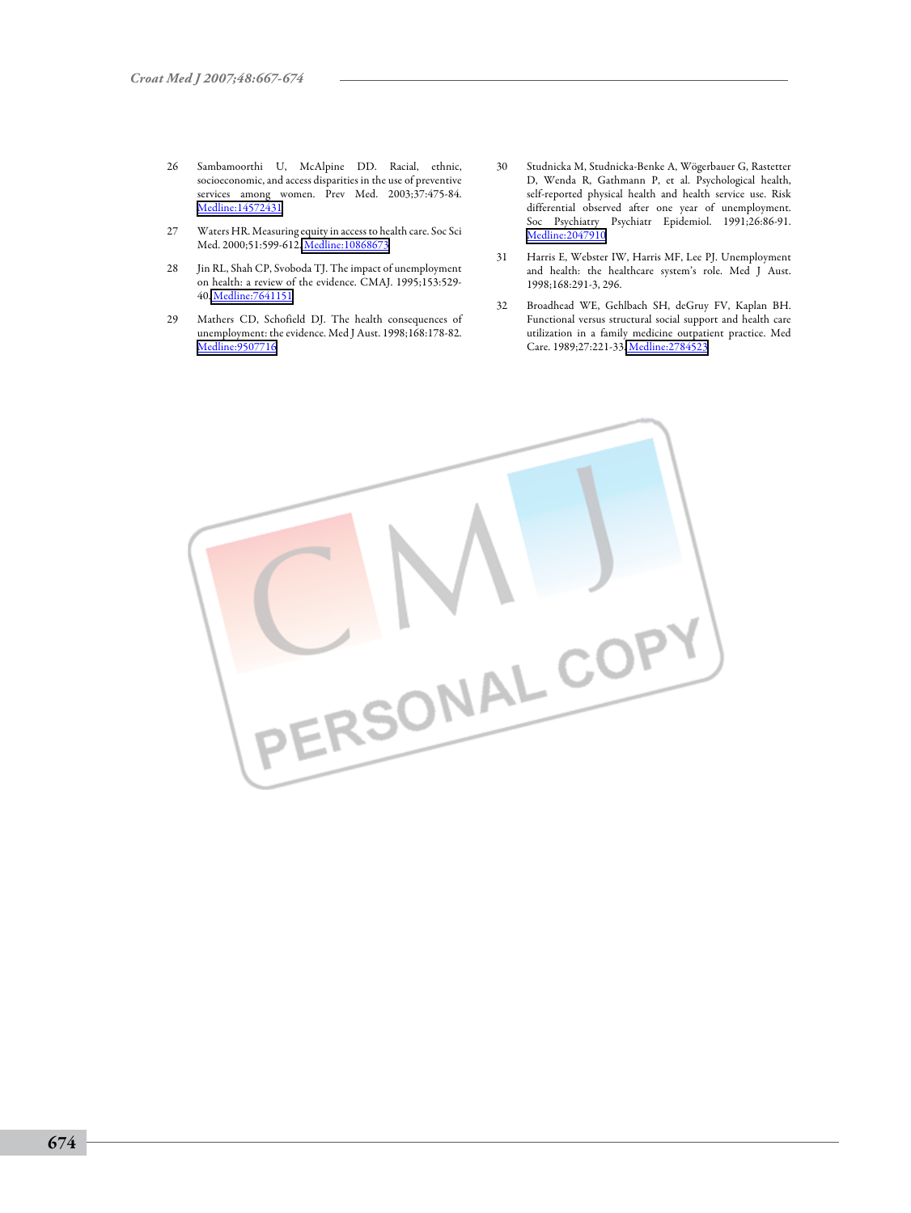26 Sambamoorthi U, McAlpine DD. Racial, ethnic, socioeconomic, and access disparities in the use of preventive services among women. Prev Med. 2003;37:475-84. Medline:14572431

27 Waters HR. Measuring equity in access to health care. Soc Sci Med. 2000;51:599-612. Medline:10868673

28 Jin RL, Shah CP, Svoboda TJ. The impact of unemployment on health: a review of the evidence. CMAJ. 1995;153:529-40. Medline:7641151

29 Mathers CD, Schofield DJ. The health consequences of unemployment: the evidence. Med J Aust. 1998;168:178-82. Medline:9507716

30 Studnicka M, Studnicka-Benke A, Wögerbauer G, Rastetter D, Wenda R, Gathmann P, et al. Psychological health, self-reported physical health and health service use. Risk differential observed after one year of unemployment. Soc Psychiatry Psychiatr Epidemiol. 1991;26:86-91. Medline:2047910

31 Harris E, Webster IW, Harris MF, Lee PJ. Unemployment and health: the healthcare system's role. Med J Aust. 1998;168:291-3, 296.

32 Broadhead WE, Gehlbach SH, deGruy FV, Kaplan BH. Functional versus structural social support and health care utilization in a family medicine outpatient practice. Med Care. 1989;27:221-33. Medline:2784523